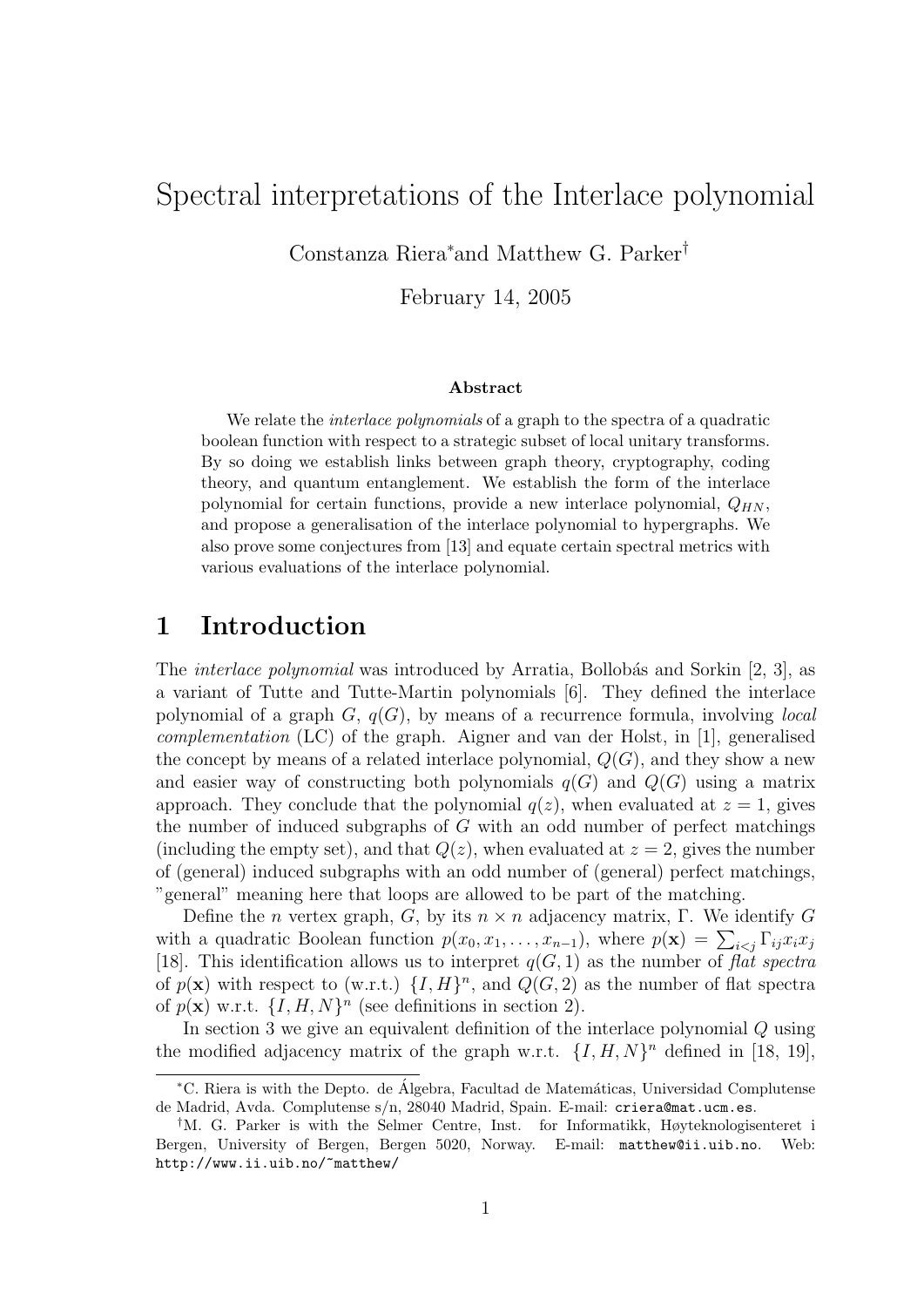# Spectral interpretations of the Interlace polynomial

Constanza Riera[*] and Matthew G. Parker[†]

February 14, 2005

### Abstract

We relate the *interlace polynomials* of a graph to the spectra of a quadratic boolean function with respect to a strategic subset of local unitary transforms. By so doing we establish links between graph theory, cryptography, coding theory, and quantum entanglement. We establish the form of the interlace polynomial for certain functions, provide a new interlace polynomial, $Q_{HN}$, and propose a generalisation of the interlace polynomial to hypergraphs. We also prove some conjectures from [13] and equate certain spectral metrics with various evaluations of the interlace polynomial.

## 1 Introduction

The *interlace polynomial* was introduced by Arratia, Bollobás and Sorkin [2, 3], as a variant of Tutte and Tutte-Martin polynomials [6]. They defined the interlace polynomial of a graph $G$, $q(G)$, by means of a recurrence formula, involving *local complementation* (LC) of the graph. Aigner and van der Holst, in [1], generalised the concept by means of a related interlace polynomial, $Q(G)$, and they show a new and easier way of constructing both polynomials $q(G)$ and $Q(G)$ using a matrix approach. They conclude that the polynomial $q(z)$, when evaluated at $z = 1$, gives the number of induced subgraphs of $G$ with an odd number of perfect matchings (including the empty set), and that $Q(z)$, when evaluated at $z = 2$, gives the number of (general) induced subgraphs with an odd number of (general) perfect matchings, "general" meaning here that loops are allowed to be part of the matching.

Define the $n$ vertex graph, $G$, by its $n \times n$ adjacency matrix, $\Gamma$. We identify $G$ with a quadratic Boolean function $p(x_0, x_1, \ldots, x_{n-1})$, where $p(\mathbf{x}) = \sum_{i<j} \Gamma_{ij} x_i x_j$ [18]. This identification allows us to interpret $q(G, 1)$ as the number of *flat spectra* of $p(\mathbf{x})$ with respect to (w.r.t.) $\{I, H\}^n$, and $Q(G, 2)$ as the number of flat spectra of $p(\mathbf{x})$ w.r.t. $\{I, H, N\}^n$ (see definitions in section 2).

In section 3 we give an equivalent definition of the interlace polynomial $Q$ using the modified adjacency matrix of the graph w.r.t. $\{I, H, N\}^n$ defined in [18, 19],

---

[*] C. Riera is with the Depto. de Álgebra, Facultad de Matemáticas, Universidad Complutense de Madrid, Avda. Complutense s/n, 28040 Madrid, Spain. E-mail: criera@mat.ucm.es.

[†] M. G. Parker is with the Selmer Centre, Inst. for Informatikk, Høyteknologisenteret i Bergen, University of Bergen, Bergen 5020, Norway. E-mail: matthew@ii.uib.no. Web: http://www.ii.uib.no/~matthew/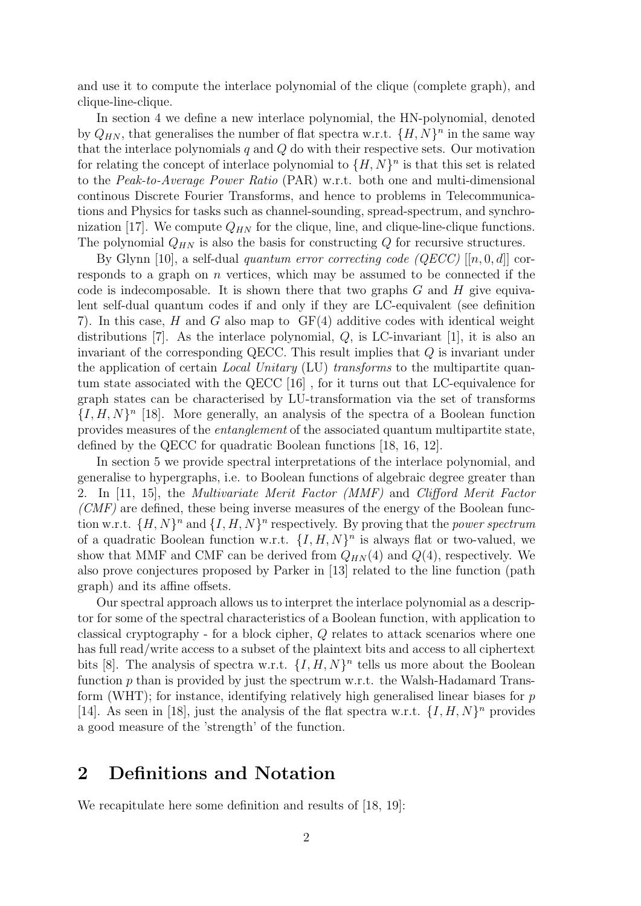and use it to compute the interlace polynomial of the clique (complete graph), and clique-line-clique.

In section 4 we define a new interlace polynomial, the HN-polynomial, denoted by $Q_{HN}$, that generalises the number of flat spectra w.r.t. $\{H, N\}^n$ in the same way that the interlace polynomials $q$ and $Q$ do with their respective sets. Our motivation for relating the concept of interlace polynomial to $\{H, N\}^n$ is that this set is related to the *Peak-to-Average Power Ratio* (PAR) w.r.t. both one and multi-dimensional continous Discrete Fourier Transforms, and hence to problems in Telecommunications and Physics for tasks such as channel-sounding, spread-spectrum, and synchronization [17]. We compute $Q_{HN}$ for the clique, line, and clique-line-clique functions. The polynomial $Q_{HN}$ is also the basis for constructing $Q$ for recursive structures.

By Glynn [10], a self-dual *quantum error correcting code (QECC)* $[[n, 0, d]]$ corresponds to a graph on $n$ vertices, which may be assumed to be connected if the code is indecomposable. It is shown there that two graphs $G$ and $H$ give equivalent self-dual quantum codes if and only if they are LC-equivalent (see definition 7). In this case, $H$ and $G$ also map to GF(4) additive codes with identical weight distributions [7]. As the interlace polynomial, $Q$, is LC-invariant [1], it is also an invariant of the corresponding QECC. This result implies that $Q$ is invariant under the application of certain *Local Unitary* (LU) *transforms* to the multipartite quantum state associated with the QECC [16] , for it turns out that LC-equivalence for graph states can be characterised by LU-transformation via the set of transforms $\{I, H, N\}^n$ [18]. More generally, an analysis of the spectra of a Boolean function provides measures of the *entanglement* of the associated quantum multipartite state, defined by the QECC for quadratic Boolean functions [18, 16, 12].

In section 5 we provide spectral interpretations of the interlace polynomial, and generalise to hypergraphs, i.e. to Boolean functions of algebraic degree greater than 2. In [11, 15], the *Multivariate Merit Factor (MMF)* and *Clifford Merit Factor (CMF)* are defined, these being inverse measures of the energy of the Boolean function w.r.t. $\{H, N\}^n$ and $\{I, H, N\}^n$ respectively. By proving that the *power spectrum* of a quadratic Boolean function w.r.t. $\{I, H, N\}^n$ is always flat or two-valued, we show that MMF and CMF can be derived from $Q_{HN}(4)$ and $Q(4)$, respectively. We also prove conjectures proposed by Parker in [13] related to the line function (path graph) and its affine offsets.

Our spectral approach allows us to interpret the interlace polynomial as a descriptor for some of the spectral characteristics of a Boolean function, with application to classical cryptography - for a block cipher, $Q$ relates to attack scenarios where one has full read/write access to a subset of the plaintext bits and access to all ciphertext bits [8]. The analysis of spectra w.r.t. $\{I, H, N\}^n$ tells us more about the Boolean function $p$ than is provided by just the spectrum w.r.t. the Walsh-Hadamard Transform (WHT); for instance, identifying relatively high generalised linear biases for $p$ [14]. As seen in [18], just the analysis of the flat spectra w.r.t. $\{I, H, N\}^n$ provides a good measure of the 'strength' of the function.

## 2 Definitions and Notation

We recapitulate here some definition and results of [18, 19]: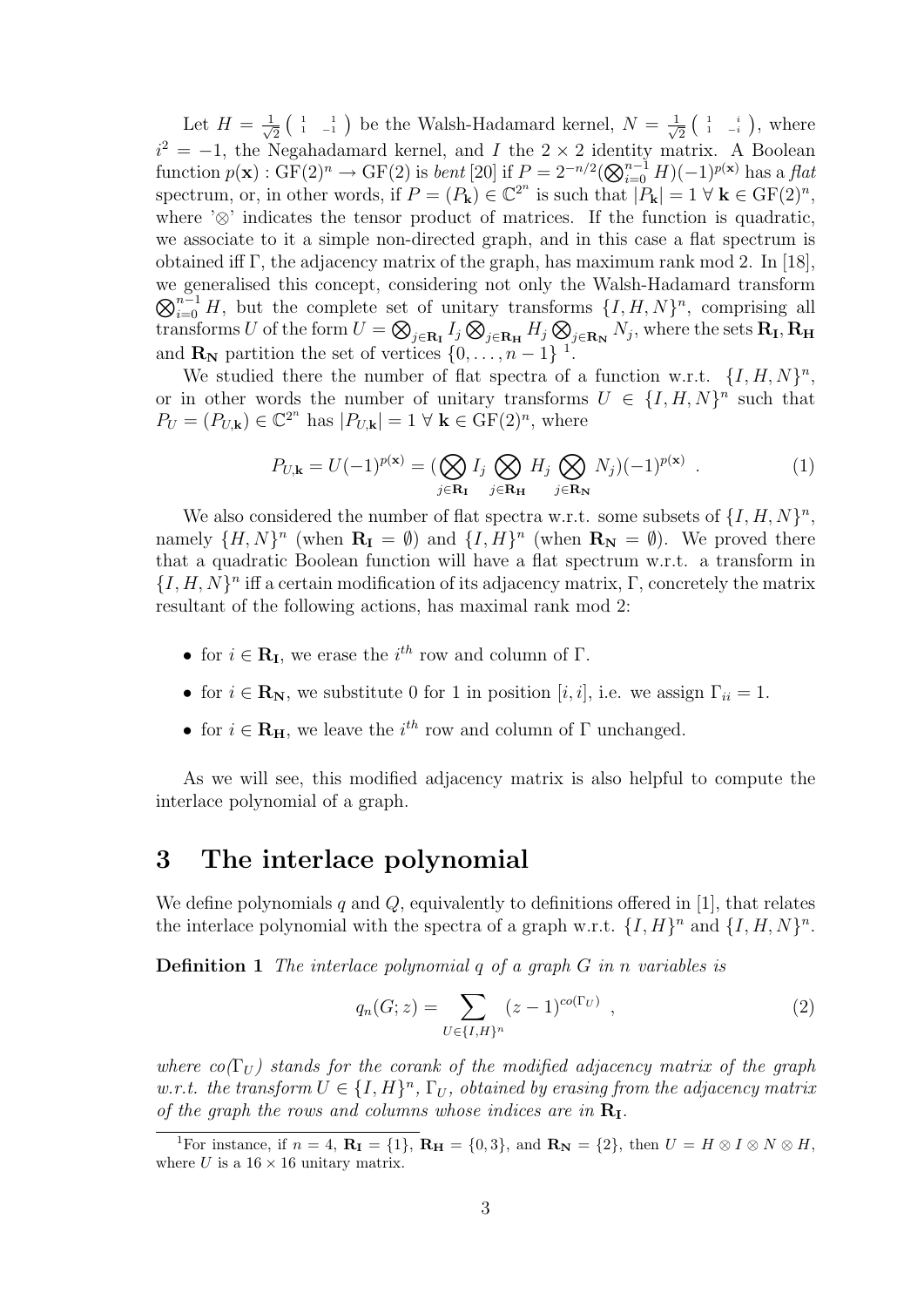Let $H = \frac{1}{\sqrt{2}}\left(\begin{smallmatrix} 1 & 1 \\ 1 & -1 \end{smallmatrix}\right)$ be the Walsh-Hadamard kernel, $N = \frac{1}{\sqrt{2}}\left(\begin{smallmatrix} 1 & i \\ 1 & -i \end{smallmatrix}\right)$, where $i^2 = -1$, the Negahadamard kernel, and $I$ the $2 \times 2$ identity matrix. A Boolean function $p(\mathbf{x}) : \mathrm{GF}(2)^n \to \mathrm{GF}(2)$ is *bent* [20] if $P = 2^{-n/2}(\bigotimes_{i=0}^{n-1} H)(-1)^{p(\mathbf{x})}$ has a *flat* spectrum, or, in other words, if $P = (P_{\mathbf{k}}) \in \mathbb{C}^{2^n}$ is such that $|P_{\mathbf{k}}| = 1 \; \forall \; \mathbf{k} \in \mathrm{GF}(2)^n$, where '$\otimes$' indicates the tensor product of matrices. If the function is quadratic, we associate to it a simple non-directed graph, and in this case a flat spectrum is obtained iff $\Gamma$, the adjacency matrix of the graph, has maximum rank mod 2. In [18], we generalised this concept, considering not only the Walsh-Hadamard transform $\bigotimes_{i=0}^{n-1} H$, but the complete set of unitary transforms $\{I, H, N\}^n$, comprising all transforms $U$ of the form $U = \bigotimes_{j \in \mathbf{R_I}} I_j \bigotimes_{j \in \mathbf{R_H}} H_j \bigotimes_{j \in \mathbf{R_N}} N_j$, where the sets $\mathbf{R_I}$, $\mathbf{R_H}$ and $\mathbf{R_N}$ partition the set of vertices $\{0, \ldots, n-1\}$ [1].

We studied there the number of flat spectra of a function w.r.t. $\{I, H, N\}^n$, or in other words the number of unitary transforms $U \in \{I, H, N\}^n$ such that $P_U = (P_{U,\mathbf{k}}) \in \mathbb{C}^{2^n}$ has $|P_{U,\mathbf{k}}| = 1 \; \forall \; \mathbf{k} \in \mathrm{GF}(2)^n$, where

$$P_{U,\mathbf{k}} = U(-1)^{p(\mathbf{x})} = (\bigotimes_{j \in \mathbf{R_I}} I_j \bigotimes_{j \in \mathbf{R_H}} H_j \bigotimes_{j \in \mathbf{R_N}} N_j)(-1)^{p(\mathbf{x})} \; . \tag{1}$$

We also considered the number of flat spectra w.r.t. some subsets of $\{I, H, N\}^n$, namely $\{H, N\}^n$ (when $\mathbf{R_I} = \emptyset$) and $\{I, H\}^n$ (when $\mathbf{R_N} = \emptyset$). We proved there that a quadratic Boolean function will have a flat spectrum w.r.t. a transform in $\{I, H, N\}^n$ iff a certain modification of its adjacency matrix, $\Gamma$, concretely the matrix resultant of the following actions, has maximal rank mod 2:

- for $i \in \mathbf{R_I}$, we erase the $i^{th}$ row and column of $\Gamma$.
- for $i \in \mathbf{R_N}$, we substitute 0 for 1 in position $[i, i]$, i.e. we assign $\Gamma_{ii} = 1$.
- for $i \in \mathbf{R_H}$, we leave the $i^{th}$ row and column of $\Gamma$ unchanged.

As we will see, this modified adjacency matrix is also helpful to compute the interlace polynomial of a graph.

## 3 The interlace polynomial

We define polynomials $q$ and $Q$, equivalently to definitions offered in [1], that relates the interlace polynomial with the spectra of a graph w.r.t. $\{I, H\}^n$ and $\{I, H, N\}^n$.

**Definition 1** *The interlace polynomial $q$ of a graph $G$ in $n$ variables is*

$$q_n(G; z) = \sum_{U \in \{I,H\}^n} (z-1)^{co(\Gamma_U)} \; , \tag{2}$$

*where $co(\Gamma_U)$ stands for the corank of the modified adjacency matrix of the graph w.r.t. the transform $U \in \{I, H\}^n$, $\Gamma_U$, obtained by erasing from the adjacency matrix of the graph the rows and columns whose indices are in $\mathbf{R_I}$.*

[1] For instance, if $n = 4$, $\mathbf{R_I} = \{1\}$, $\mathbf{R_H} = \{0, 3\}$, and $\mathbf{R_N} = \{2\}$, then $U = H \otimes I \otimes N \otimes H$, where $U$ is a $16 \times 16$ unitary matrix.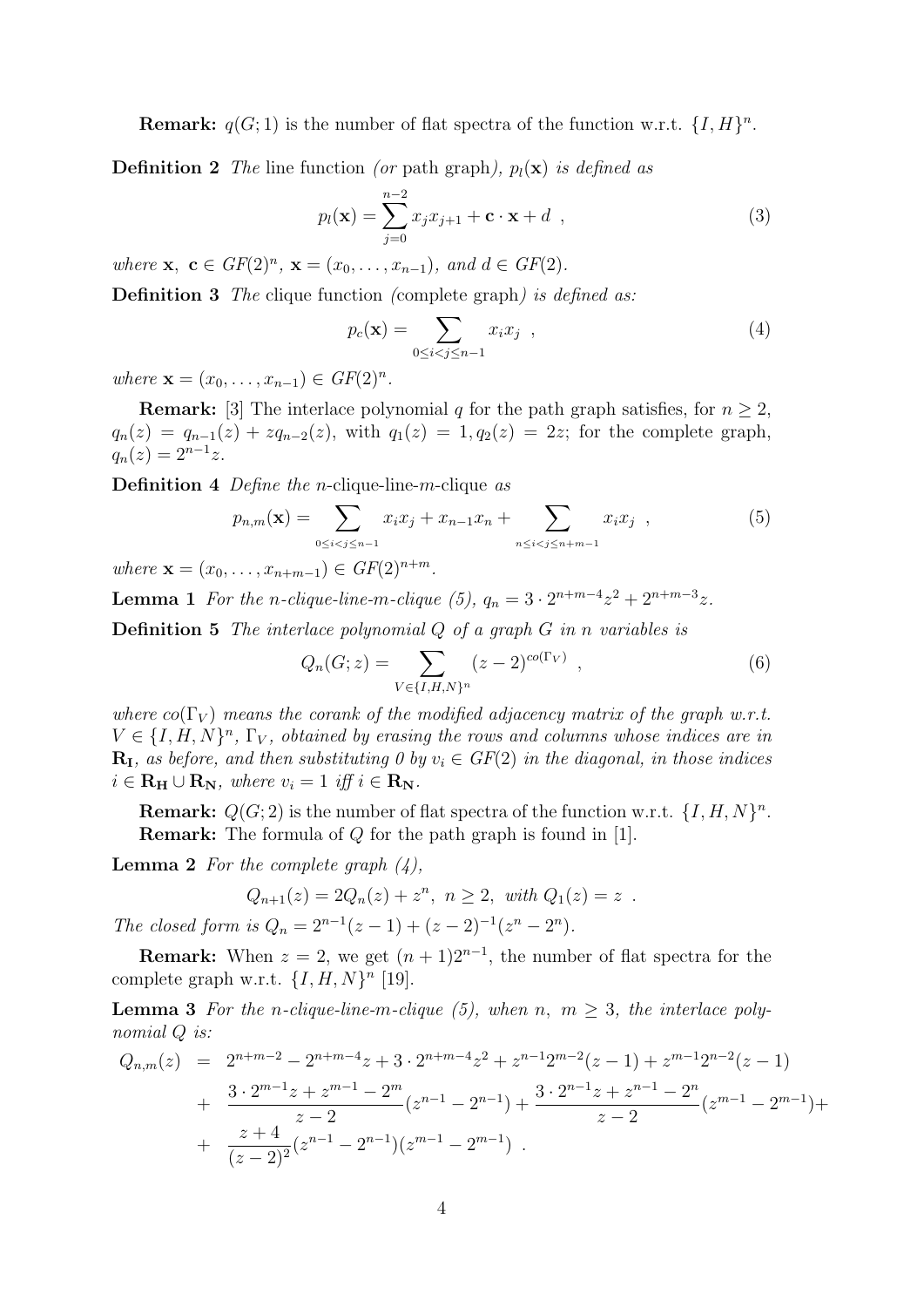**Remark:** $q(G; 1)$ is the number of flat spectra of the function w.r.t. $\{I, H\}^n$.

**Definition 2** *The* line function *(or* path graph*), $p_l(\mathbf{x})$ is defined as*

$$p_l(\mathbf{x}) = \sum_{j=0}^{n-2} x_j x_{j+1} + \mathbf{c} \cdot \mathbf{x} + d \ , \tag{3}$$

*where $\mathbf{x},\ \mathbf{c} \in GF(2)^n$, $\mathbf{x} = (x_0, \ldots, x_{n-1})$, and $d \in GF(2)$.*

**Definition 3** *The* clique function *(*complete graph*) is defined as:*

$$p_c(\mathbf{x}) = \sum_{0 \le i < j \le n-1} x_i x_j \ , \tag{4}$$

*where $\mathbf{x} = (x_0, \ldots, x_{n-1}) \in GF(2)^n$.*

**Remark:** [3] The interlace polynomial $q$ for the path graph satisfies, for $n \ge 2$, $q_n(z) = q_{n-1}(z) + z q_{n-2}(z)$, with $q_1(z) = 1, q_2(z) = 2z$; for the complete graph, $q_n(z) = 2^{n-1} z$.

**Definition 4** *Define the $n$-*clique-line-*$m$-*clique *as*

$$p_{n,m}(\mathbf{x}) = \sum_{0 \le i < j \le n-1} x_i x_j + x_{n-1} x_n + \sum_{n \le i < j \le n+m-1} x_i x_j \ , \tag{5}$$

*where $\mathbf{x} = (x_0, \ldots, x_{n+m-1}) \in GF(2)^{n+m}$.*

**Lemma 1** *For the n-clique-line-m-clique (5), $q_n = 3 \cdot 2^{n+m-4} z^2 + 2^{n+m-3} z$.*

**Definition 5** *The interlace polynomial $Q$ of a graph $G$ in $n$ variables is*

$$Q_n(G; z) = \sum_{V \in \{I,H,N\}^n} (z-2)^{co(\Gamma_V)} \ , \tag{6}$$

*where $co(\Gamma_V)$ means the corank of the modified adjacency matrix of the graph w.r.t. $V \in \{I, H, N\}^n$, $\Gamma_V$, obtained by erasing the rows and columns whose indices are in $\mathbf{R_I}$, as before, and then substituting 0 by $v_i \in GF(2)$ in the diagonal, in those indices $i \in \mathbf{R_H} \cup \mathbf{R_N}$, where $v_i = 1$ iff $i \in \mathbf{R_N}$.*

**Remark:** $Q(G; 2)$ is the number of flat spectra of the function w.r.t. $\{I, H, N\}^n$.

**Remark:** The formula of $Q$ for the path graph is found in [1].

**Lemma 2** *For the complete graph (4),*

$$Q_{n+1}(z) = 2Q_n(z) + z^n, \ n \ge 2, \ \text{with } Q_1(z) = z \ .$$

*The closed form is $Q_n = 2^{n-1}(z-1) + (z-2)^{-1}(z^n - 2^n)$.*

**Remark:** When $z = 2$, we get $(n+1)2^{n-1}$, the number of flat spectra for the complete graph w.r.t. $\{I, H, N\}^n$ [19].

**Lemma 3** *For the n-clique-line-m-clique (5), when $n,\ m \ge 3$, the interlace polynomial $Q$ is:*

$$\begin{aligned}
Q_{n,m}(z) &= 2^{n+m-2} - 2^{n+m-4} z + 3 \cdot 2^{n+m-4} z^2 + z^{n-1} 2^{m-2}(z-1) + z^{m-1} 2^{n-2}(z-1) \\
&+ \frac{3 \cdot 2^{m-1} z + z^{m-1} - 2^m}{z-2}(z^{n-1} - 2^{n-1}) + \frac{3 \cdot 2^{n-1} z + z^{n-1} - 2^n}{z-2}(z^{m-1} - 2^{m-1}) + \\
&+ \frac{z+4}{(z-2)^2}(z^{n-1} - 2^{n-1})(z^{m-1} - 2^{m-1}) \ .
\end{aligned}$$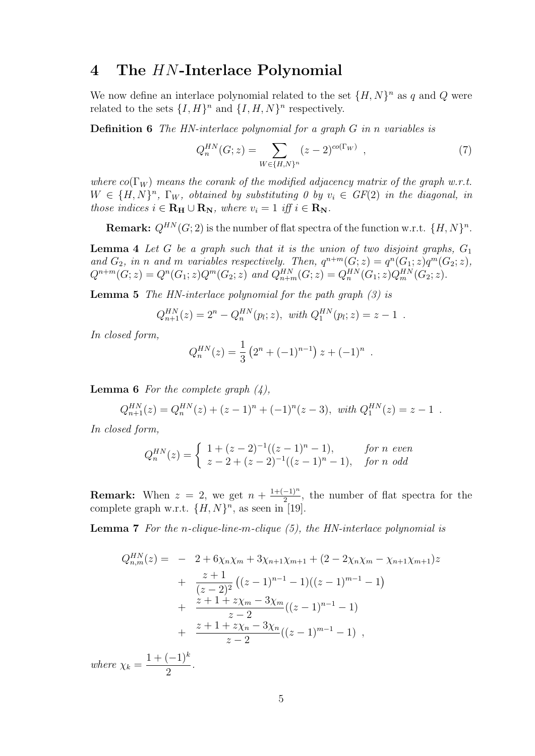# 4 The $HN$-Interlace Polynomial

We now define an interlace polynomial related to the set $\{H, N\}^n$ as $q$ and $Q$ were related to the sets $\{I, H\}^n$ and $\{I, H, N\}^n$ respectively.

**Definition 6** *The HN-interlace polynomial for a graph $G$ in $n$ variables is*

$$Q_n^{HN}(G; z) = \sum_{W \in \{H,N\}^n} (z-2)^{co(\Gamma_W)} \ , \tag{7}$$

*where $co(\Gamma_W)$ means the corank of the modified adjacency matrix of the graph w.r.t. $W \in \{H, N\}^n$, $\Gamma_W$, obtained by substituting 0 by $v_i \in GF(2)$ in the diagonal, in those indices $i \in \mathbf{R_H} \cup \mathbf{R_N}$, where $v_i = 1$ iff $i \in \mathbf{R_N}$.*

**Remark:** $Q^{HN}(G; 2)$ is the number of flat spectra of the function w.r.t. $\{H, N\}^n$.

**Lemma 4** *Let $G$ be a graph such that it is the union of two disjoint graphs, $G_1$ and $G_2$, in $n$ and $m$ variables respectively. Then, $q^{n+m}(G; z) = q^n(G_1; z) q^m(G_2; z)$, $Q^{n+m}(G; z) = Q^n(G_1; z) Q^m(G_2; z)$ and $Q_{n+m}^{HN}(G; z) = Q_n^{HN}(G_1; z) Q_m^{HN}(G_2; z)$.*

**Lemma 5** *The HN-interlace polynomial for the path graph (3) is*

$$Q_{n+1}^{HN}(z) = 2^n - Q_n^{HN}(p_l; z), \ \text{with } Q_1^{HN}(p_l; z) = z - 1 \ .$$

*In closed form,*

$$Q_n^{HN}(z) = \frac{1}{3}\left(2^n + (-1)^{n-1}\right) z + (-1)^n \ .$$

**Lemma 6** *For the complete graph (4),*

$$Q_{n+1}^{HN}(z) = Q_n^{HN}(z) + (z-1)^n + (-1)^n (z-3), \ \text{with } Q_1^{HN}(z) = z - 1 \ .$$

*In closed form,*

$$Q_n^{HN}(z) = \begin{cases} 1 + (z-2)^{-1}((z-1)^n - 1), & \text{for } n \text{ even} \\ z - 2 + (z-2)^{-1}((z-1)^n - 1), & \text{for } n \text{ odd} \end{cases}$$

**Remark:** When $z = 2$, we get $n + \frac{1+(-1)^n}{2}$, the number of flat spectra for the complete graph w.r.t. $\{H, N\}^n$, as seen in [19].

**Lemma 7** *For the n-clique-line-m-clique (5), the HN-interlace polynomial is*

$$\begin{aligned} Q_{n,m}^{HN}(z) = & - 2 + 6\chi_n\chi_m + 3\chi_{n+1}\chi_{m+1} + (2 - 2\chi_n\chi_m - \chi_{n+1}\chi_{m+1})z \\ & + \frac{z+1}{(z-2)^2}\left((z-1)^{n-1} - 1)((z-1)^{m-1} - 1\right) \\ & + \frac{z + 1 + z\chi_m - 3\chi_m}{z-2}((z-1)^{n-1} - 1) \\ & + \frac{z + 1 + z\chi_n - 3\chi_n}{z-2}((z-1)^{m-1} - 1) \ , \end{aligned}$$

*where $\chi_k = \dfrac{1 + (-1)^k}{2}$.*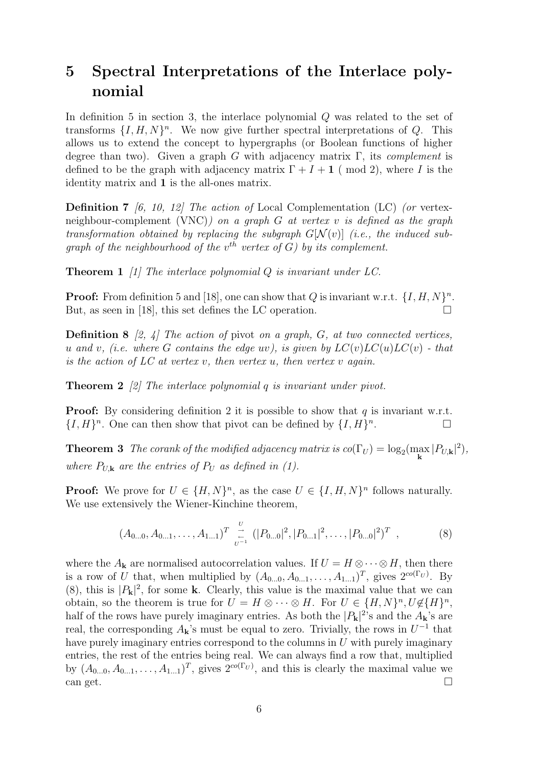# 5 Spectral Interpretations of the Interlace polynomial

In definition 5 in section 3, the interlace polynomial $Q$ was related to the set of transforms $\{I, H, N\}^n$. We now give further spectral interpretations of $Q$. This allows us to extend the concept to hypergraphs (or Boolean functions of higher degree than two). Given a graph $G$ with adjacency matrix $\Gamma$, its *complement* is defined to be the graph with adjacency matrix $\Gamma + I + \mathbf{1}$ ( mod 2), where $I$ is the identity matrix and $\mathbf{1}$ is the all-ones matrix.

**Definition 7** *[6, 10, 12] The action of* Local Complementation (LC) *(or* vertex-neighbour-complement (VNC)*) on a graph $G$ at vertex $v$ is defined as the graph transformation obtained by replacing the subgraph $G[\mathcal{N}(v)]$ (i.e., the induced subgraph of the neighbourhood of the $v^{th}$ vertex of $G$) by its complement.*

**Theorem 1** *[1] The interlace polynomial $Q$ is invariant under LC.*

**Proof:** From definition 5 and [18], one can show that $Q$ is invariant w.r.t. $\{I, H, N\}^n$. But, as seen in [18], this set defines the LC operation. □

**Definition 8** *[2, 4] The action of* pivot *on a graph, $G$, at two connected vertices, $u$ and $v$, (i.e. where $G$ contains the edge $uv$), is given by $LC(v)LC(u)LC(v)$ - that is the action of LC at vertex $v$, then vertex $u$, then vertex $v$ again.*

**Theorem 2** *[2] The interlace polynomial $q$ is invariant under pivot.*

**Proof:** By considering definition 2 it is possible to show that $q$ is invariant w.r.t. $\{I, H\}^n$. One can then show that pivot can be defined by $\{I, H\}^n$. □

**Theorem 3** *The corank of the modified adjacency matrix is $co(\Gamma_U) = \log_2(\max_{\mathbf{k}} |P_{U,\mathbf{k}}|^2)$, where $P_{U,\mathbf{k}}$ are the entries of $P_U$ as defined in (1).*

**Proof:** We prove for $U \in \{H, N\}^n$, as the case $U \in \{I, H, N\}^n$ follows naturally. We use extensively the Wiener-Kinchine theorem,

$$(A_{0\ldots0}, A_{0\ldots1}, \ldots, A_{1\ldots1})^T \underset{U^{-1}}{\overset{U}{\rightleftarrows}} (|P_{0\ldots0}|^2, |P_{0\ldots1}|^2, \ldots, |P_{0\ldots0}|^2)^T \ , \tag{8}$$

where the $A_{\mathbf{k}}$ are normalised autocorrelation values. If $U = H \otimes \cdots \otimes H$, then there is a row of $U$ that, when multiplied by $(A_{0\ldots0}, A_{0\ldots1}, \ldots, A_{1\ldots1})^T$, gives $2^{co(\Gamma_U)}$. By (8), this is $|P_{\mathbf{k}}|^2$, for some $\mathbf{k}$. Clearly, this value is the maximal value that we can obtain, so the theorem is true for $U = H \otimes \cdots \otimes H$. For $U \in \{H, N\}^n, U \notin \{H\}^n$, half of the rows have purely imaginary entries. As both the $|P_{\mathbf{k}}|^2$'s and the $A_{\mathbf{k}}$'s are real, the corresponding $A_{\mathbf{k}}$'s must be equal to zero. Trivially, the rows in $U^{-1}$ that have purely imaginary entries correspond to the columns in $U$ with purely imaginary entries, the rest of the entries being real. We can always find a row that, multiplied by $(A_{0\ldots0}, A_{0\ldots1}, \ldots, A_{1\ldots1})^T$, gives $2^{co(\Gamma_U)}$, and this is clearly the maximal value we can get. □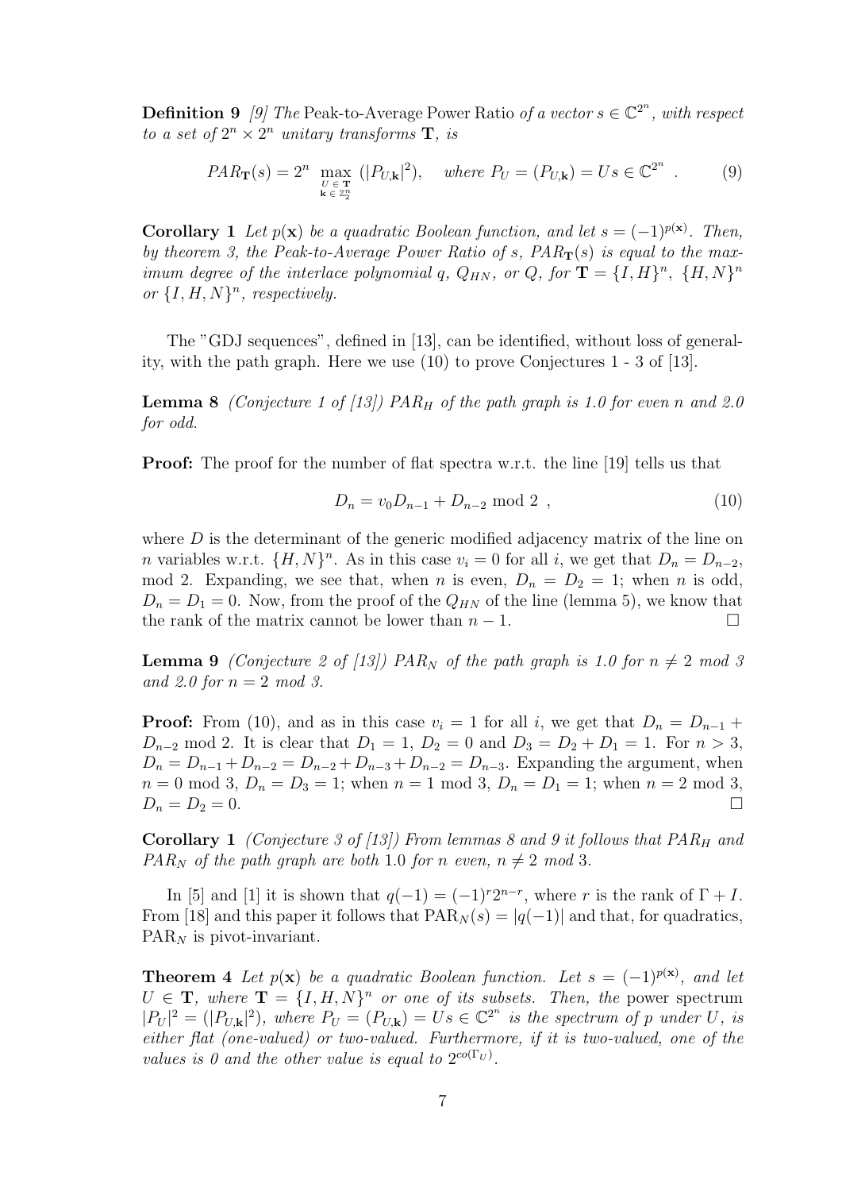**Definition 9** *[9] The* Peak-to-Average Power Ratio *of a vector $s \in \mathbb{C}^{2^n}$, with respect to a set of $2^n \times 2^n$ unitary transforms* $\mathbf{T}$*, is*

$$PAR_{\mathbf{T}}(s) = 2^n \max_{\substack{U \in \mathbf{T} \\ \mathbf{k} \in \mathbb{Z}_2^n}} (|P_{U,\mathbf{k}}|^2), \quad \textit{where } P_U = (P_{U,\mathbf{k}}) = Us \in \mathbb{C}^{2^n} \ . \tag{9}$$

**Corollary 1** *Let $p(\mathbf{x})$ be a quadratic Boolean function, and let $s = (-1)^{p(\mathbf{x})}$. Then, by theorem 3, the Peak-to-Average Power Ratio of $s$, $PAR_{\mathbf{T}}(s)$ is equal to the maximum degree of the interlace polynomial $q$, $Q_{HN}$, or $Q$, for $\mathbf{T} = \{I, H\}^n$, $\{H, N\}^n$ or $\{I, H, N\}^n$, respectively.*

The "GDJ sequences", defined in [13], can be identified, without loss of generality, with the path graph. Here we use (10) to prove Conjectures 1 - 3 of [13].

**Lemma 8** *(Conjecture 1 of [13]) $PAR_H$ of the path graph is 1.0 for even $n$ and 2.0 for odd.*

**Proof:** The proof for the number of flat spectra w.r.t. the line [19] tells us that

$$D_n = v_0 D_{n-1} + D_{n-2} \bmod 2 \ , \tag{10}$$

where $D$ is the determinant of the generic modified adjacency matrix of the line on $n$ variables w.r.t. $\{H, N\}^n$. As in this case $v_i = 0$ for all $i$, we get that $D_n = D_{n-2}$, mod 2. Expanding, we see that, when $n$ is even, $D_n = D_2 = 1$; when $n$ is odd, $D_n = D_1 = 0$. Now, from the proof of the $Q_{HN}$ of the line (lemma 5), we know that the rank of the matrix cannot be lower than $n - 1$. □

**Lemma 9** *(Conjecture 2 of [13]) $PAR_N$ of the path graph is 1.0 for $n \neq 2 \bmod 3$ and 2.0 for $n = 2 \bmod 3$.*

**Proof:** From (10), and as in this case $v_i = 1$ for all $i$, we get that $D_n = D_{n-1} + D_{n-2} \bmod 2$. It is clear that $D_1 = 1$, $D_2 = 0$ and $D_3 = D_2 + D_1 = 1$. For $n > 3$, $D_n = D_{n-1} + D_{n-2} = D_{n-2} + D_{n-3} + D_{n-2} = D_{n-3}$. Expanding the argument, when $n = 0 \bmod 3$, $D_n = D_3 = 1$; when $n = 1 \bmod 3$, $D_n = D_1 = 1$; when $n = 2 \bmod 3$, $D_n = D_2 = 0$. □

**Corollary 1** *(Conjecture 3 of [13]) From lemmas 8 and 9 it follows that $PAR_H$ and $PAR_N$ of the path graph are both* 1.0 *for $n$ even, $n \neq 2 \bmod 3$.*

In [5] and [1] it is shown that $q(-1) = (-1)^r 2^{n-r}$, where $r$ is the rank of $\Gamma + I$. From [18] and this paper it follows that $\text{PAR}_N(s) = |q(-1)|$ and that, for quadratics, $\text{PAR}_N$ is pivot-invariant.

**Theorem 4** *Let $p(\mathbf{x})$ be a quadratic Boolean function. Let $s = (-1)^{p(\mathbf{x})}$, and let $U \in \mathbf{T}$, where $\mathbf{T} = \{I, H, N\}^n$ or one of its subsets. Then, the* power spectrum *$|P_U|^2 = (|P_{U,\mathbf{k}}|^2)$, where $P_U = (P_{U,\mathbf{k}}) = Us \in \mathbb{C}^{2^n}$ is the spectrum of $p$ under $U$, is either flat (one-valued) or two-valued. Furthermore, if it is two-valued, one of the values is 0 and the other value is equal to $2^{co(\Gamma_U)}$.*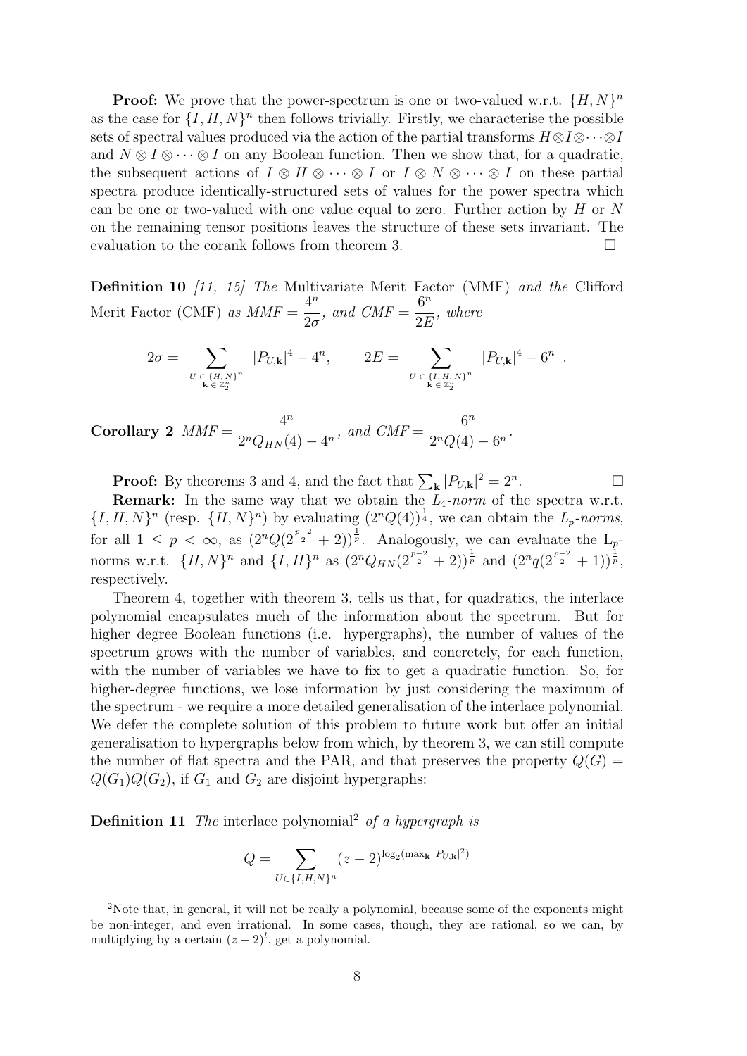**Proof:** We prove that the power-spectrum is one or two-valued w.r.t. $\{H, N\}^n$ as the case for $\{I, H, N\}^n$ then follows trivially. Firstly, we characterise the possible sets of spectral values produced via the action of the partial transforms $H \otimes I \otimes \cdots \otimes I$ and $N \otimes I \otimes \cdots \otimes I$ on any Boolean function. Then we show that, for a quadratic, the subsequent actions of $I \otimes H \otimes \cdots \otimes I$ or $I \otimes N \otimes \cdots \otimes I$ on these partial spectra produce identically-structured sets of values for the power spectra which can be one or two-valued with one value equal to zero. Further action by $H$ or $N$ on the remaining tensor positions leaves the structure of these sets invariant. The evaluation to the corank follows from theorem 3. $\square$

**Definition 10** *[11, 15] The* Multivariate Merit Factor (MMF) *and the* Clifford Merit Factor (CMF) *as* $MMF = \dfrac{4^n}{2\sigma}$*, and* $CMF = \dfrac{6^n}{2E}$*, where*

$$2\sigma = \sum_{\substack{U \in \{H, N\}^n \\ \mathbf{k} \in \mathbb{Z}_2^n}} |P_{U,\mathbf{k}}|^4 - 4^n, \qquad 2E = \sum_{\substack{U \in \{I, H, N\}^n \\ \mathbf{k} \in \mathbb{Z}_2^n}} |P_{U,\mathbf{k}}|^4 - 6^n \ .$$

**Corollary 2** $MMF = \dfrac{4^n}{2^n Q_{HN}(4) - 4^n}$*, and* $CMF = \dfrac{6^n}{2^n Q(4) - 6^n}$.

**Proof:** By theorems 3 and 4, and the fact that $\sum_{\mathbf{k}} |P_{U,\mathbf{k}}|^2 = 2^n$. $\square$

**Remark:** In the same way that we obtain the $L_4$-*norm* of the spectra w.r.t. $\{I, H, N\}^n$ (resp. $\{H, N\}^n$) by evaluating $(2^n Q(4))^{\frac{1}{4}}$, we can obtain the $L_p$-*norms*, for all $1 \le p < \infty$, as $(2^n Q(2^{\frac{p-2}{2}} + 2))^{\frac{1}{p}}$. Analogously, we can evaluate the $L_p$-norms w.r.t. $\{H, N\}^n$ and $\{I, H\}^n$ as $(2^n Q_{HN}(2^{\frac{p-2}{2}} + 2))^{\frac{1}{p}}$ and $(2^n q(2^{\frac{p-2}{2}} + 1))^{\frac{1}{p}}$, respectively.

Theorem 4, together with theorem 3, tells us that, for quadratics, the interlace polynomial encapsulates much of the information about the spectrum. But for higher degree Boolean functions (i.e. hypergraphs), the number of values of the spectrum grows with the number of variables, and concretely, for each function, with the number of variables we have to fix to get a quadratic function. So, for higher-degree functions, we lose information by just considering the maximum of the spectrum - we require a more detailed generalisation of the interlace polynomial. We defer the complete solution of this problem to future work but offer an initial generalisation to hypergraphs below from which, by theorem 3, we can still compute the number of flat spectra and the PAR, and that preserves the property $Q(G) = Q(G_1)Q(G_2)$, if $G_1$ and $G_2$ are disjoint hypergraphs:

**Definition 11** *The* interlace polynomial[2] *of a hypergraph is*

$$Q = \sum_{U \in \{I, H, N\}^n} (z-2)^{\log_2(\max_{\mathbf{k}} |P_{U,\mathbf{k}}|^2)}$$

[2]Note that, in general, it will not be really a polynomial, because some of the exponents might be non-integer, and even irrational. In some cases, though, they are rational, so we can, by multiplying by a certain $(z-2)^l$, get a polynomial.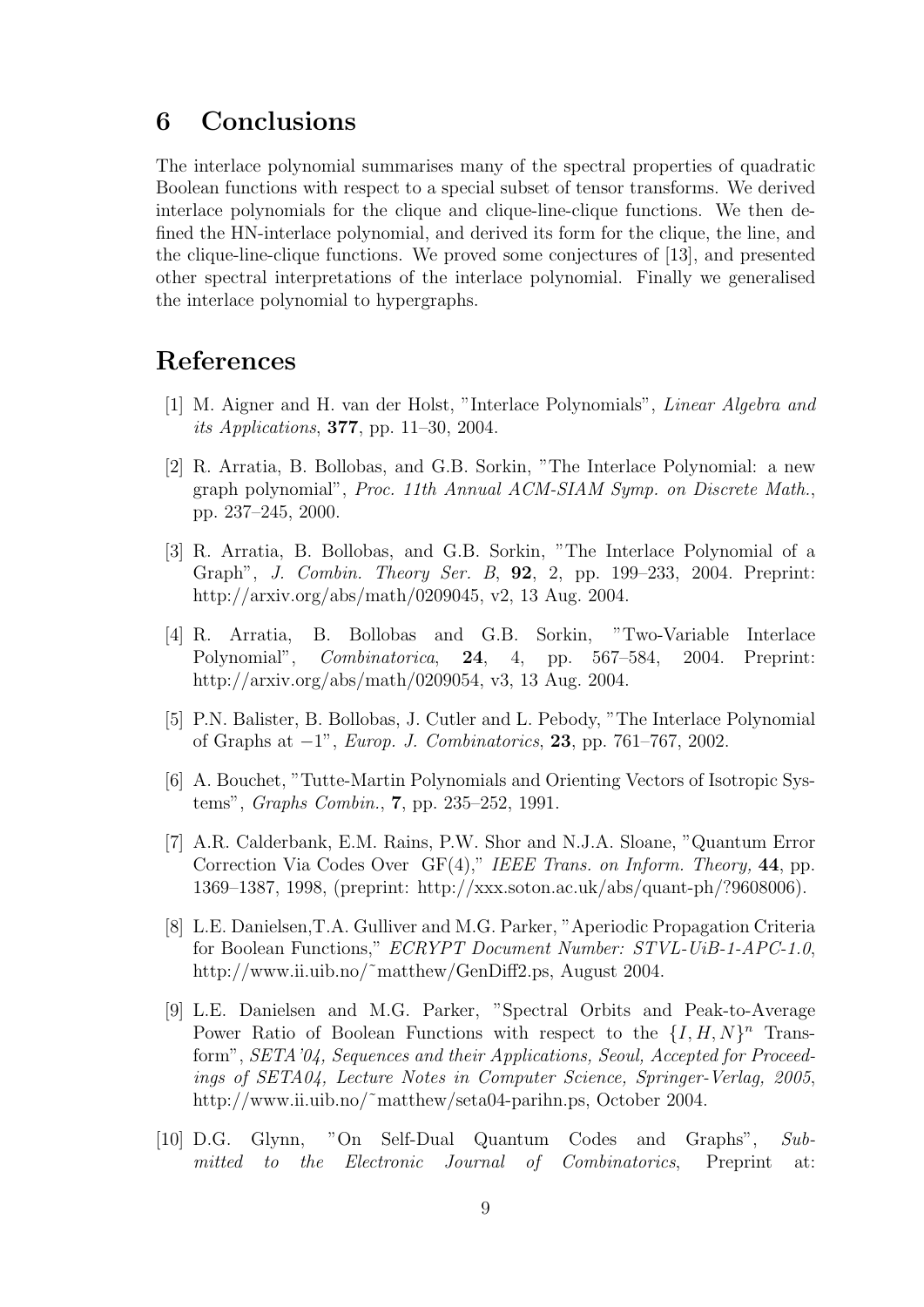## 6 Conclusions

The interlace polynomial summarises many of the spectral properties of quadratic Boolean functions with respect to a special subset of tensor transforms. We derived interlace polynomials for the clique and clique-line-clique functions. We then defined the HN-interlace polynomial, and derived its form for the clique, the line, and the clique-line-clique functions. We proved some conjectures of [13], and presented other spectral interpretations of the interlace polynomial. Finally we generalised the interlace polynomial to hypergraphs.

## References

[1] M. Aigner and H. van der Holst, "Interlace Polynomials", *Linear Algebra and its Applications*, **377**, pp. 11–30, 2004.

[2] R. Arratia, B. Bollobas, and G.B. Sorkin, "The Interlace Polynomial: a new graph polynomial", *Proc. 11th Annual ACM-SIAM Symp. on Discrete Math.*, pp. 237–245, 2000.

[3] R. Arratia, B. Bollobas, and G.B. Sorkin, "The Interlace Polynomial of a Graph", *J. Combin. Theory Ser. B*, **92**, 2, pp. 199–233, 2004. Preprint: http://arxiv.org/abs/math/0209045, v2, 13 Aug. 2004.

[4] R. Arratia, B. Bollobas and G.B. Sorkin, "Two-Variable Interlace Polynomial", *Combinatorica*, **24**, 4, pp. 567–584, 2004. Preprint: http://arxiv.org/abs/math/0209054, v3, 13 Aug. 2004.

[5] P.N. Balister, B. Bollobas, J. Cutler and L. Pebody, "The Interlace Polynomial of Graphs at $-1$", *Europ. J. Combinatorics*, **23**, pp. 761–767, 2002.

[6] A. Bouchet, "Tutte-Martin Polynomials and Orienting Vectors of Isotropic Systems", *Graphs Combin.*, **7**, pp. 235–252, 1991.

[7] A.R. Calderbank, E.M. Rains, P.W. Shor and N.J.A. Sloane, "Quantum Error Correction Via Codes Over GF(4)," *IEEE Trans. on Inform. Theory,* **44**, pp. 1369–1387, 1998, (preprint: http://xxx.soton.ac.uk/abs/quant-ph/?9608006).

[8] L.E. Danielsen, T.A. Gulliver and M.G. Parker, "Aperiodic Propagation Criteria for Boolean Functions," *ECRYPT Document Number: STVL-UiB-1-APC-1.0*, http://www.ii.uib.no/~matthew/GenDiff2.ps, August 2004.

[9] L.E. Danielsen and M.G. Parker, "Spectral Orbits and Peak-to-Average Power Ratio of Boolean Functions with respect to the $\{I, H, N\}^n$ Transform", *SETA'04, Sequences and their Applications, Seoul, Accepted for Proceedings of SETA04, Lecture Notes in Computer Science, Springer-Verlag, 2005*, http://www.ii.uib.no/~matthew/seta04-parihn.ps, October 2004.

[10] D.G. Glynn, "On Self-Dual Quantum Codes and Graphs", *Submitted to the Electronic Journal of Combinatorics*, Preprint at: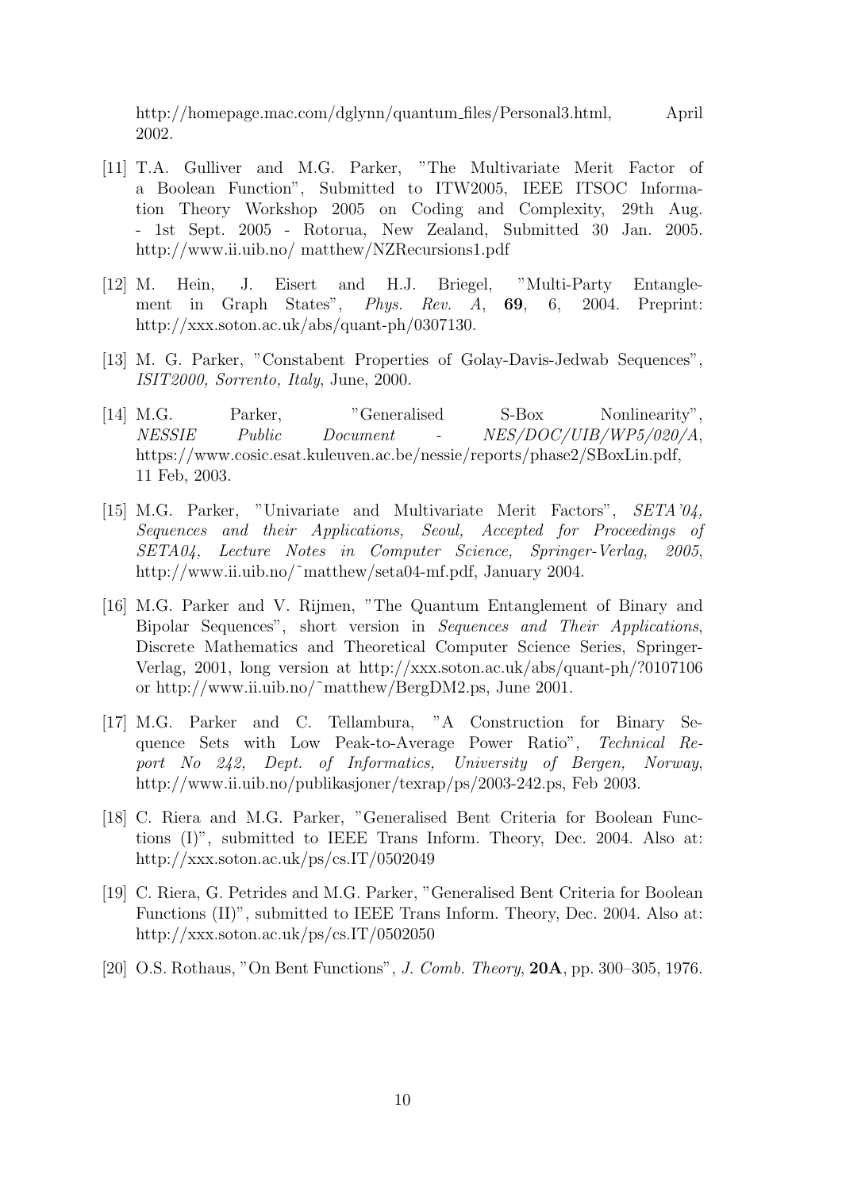http://homepage.mac.com/dglynn/quantum_files/Personal3.html, April 2002.

[11] T.A. Gulliver and M.G. Parker, "The Multivariate Merit Factor of a Boolean Function", Submitted to ITW2005, IEEE ITSOC Information Theory Workshop 2005 on Coding and Complexity, 29th Aug. - 1st Sept. 2005 - Rotorua, New Zealand, Submitted 30 Jan. 2005. http://www.ii.uib.no/ matthew/NZRecursions1.pdf

[12] M. Hein, J. Eisert and H.J. Briegel, "Multi-Party Entanglement in Graph States", *Phys. Rev. A*, **69**, 6, 2004. Preprint: http://xxx.soton.ac.uk/abs/quant-ph/0307130.

[13] M. G. Parker, "Constabent Properties of Golay-Davis-Jedwab Sequences", *ISIT2000, Sorrento, Italy*, June, 2000.

[14] M.G. Parker, "Generalised S-Box Nonlinearity", *NESSIE Public Document - NES/DOC/UIB/WP5/020/A*, https://www.cosic.esat.kuleuven.ac.be/nessie/reports/phase2/SBoxLin.pdf, 11 Feb, 2003.

[15] M.G. Parker, "Univariate and Multivariate Merit Factors", *SETA'04, Sequences and their Applications, Seoul, Accepted for Proceedings of SETA04, Lecture Notes in Computer Science, Springer-Verlag, 2005*, http://www.ii.uib.no/˜matthew/seta04-mf.pdf, January 2004.

[16] M.G. Parker and V. Rijmen, "The Quantum Entanglement of Binary and Bipolar Sequences", short version in *Sequences and Their Applications*, Discrete Mathematics and Theoretical Computer Science Series, Springer-Verlag, 2001, long version at http://xxx.soton.ac.uk/abs/quant-ph/?0107106 or http://www.ii.uib.no/˜matthew/BergDM2.ps, June 2001.

[17] M.G. Parker and C. Tellambura, "A Construction for Binary Sequence Sets with Low Peak-to-Average Power Ratio", *Technical Report No 242, Dept. of Informatics, University of Bergen, Norway*, http://www.ii.uib.no/publikasjoner/texrap/ps/2003-242.ps, Feb 2003.

[18] C. Riera and M.G. Parker, "Generalised Bent Criteria for Boolean Functions (I)", submitted to IEEE Trans Inform. Theory, Dec. 2004. Also at: http://xxx.soton.ac.uk/ps/cs.IT/0502049

[19] C. Riera, G. Petrides and M.G. Parker, "Generalised Bent Criteria for Boolean Functions (II)", submitted to IEEE Trans Inform. Theory, Dec. 2004. Also at: http://xxx.soton.ac.uk/ps/cs.IT/0502050

[20] O.S. Rothaus, "On Bent Functions", *J. Comb. Theory*, **20A**, pp. 300–305, 1976.